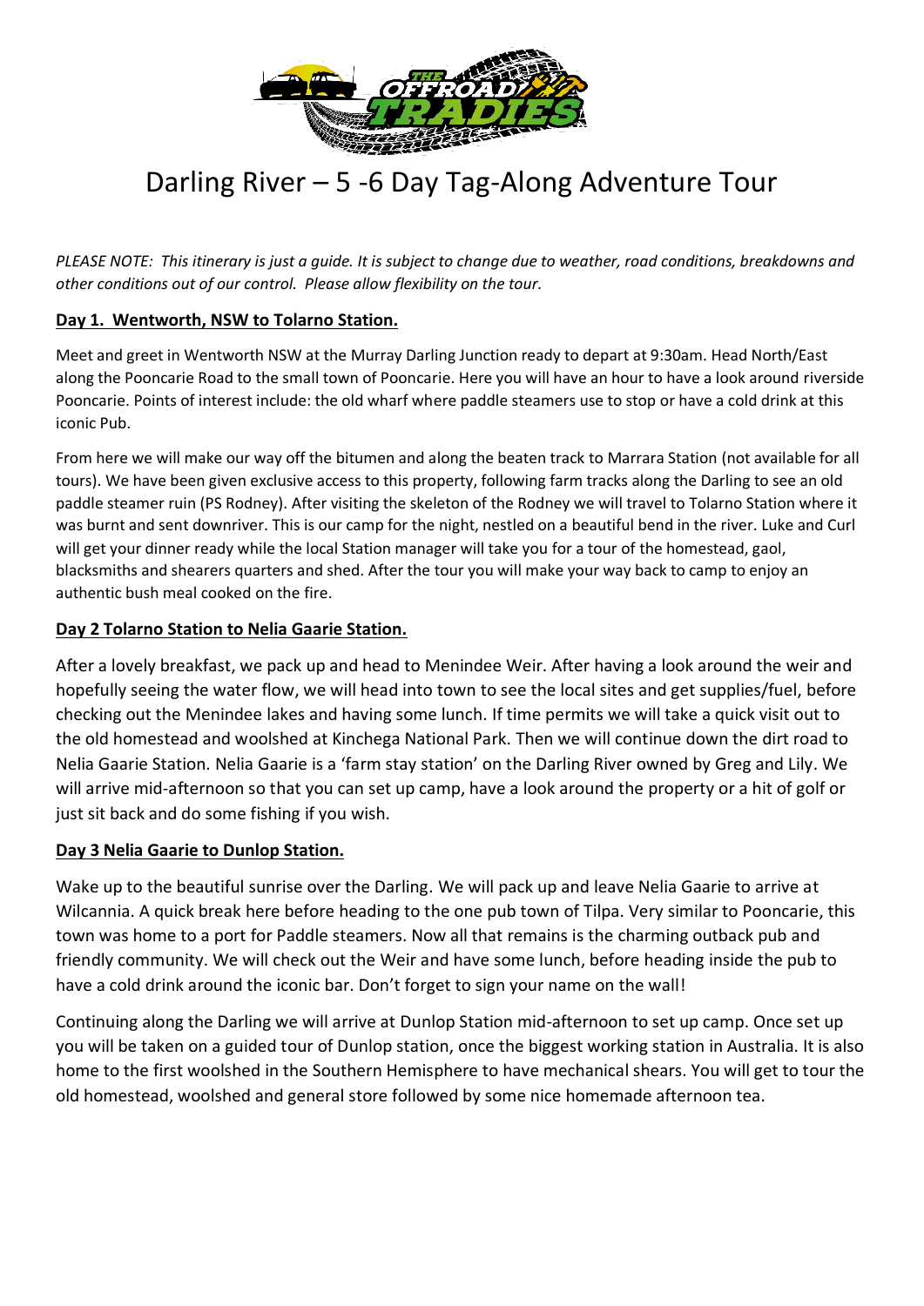# Darling River – 5 -6 Day Tag-Along Adventure Tour

*PLEASE NOTE: This itinerary is just a guide. It is subject to change due to weather, road conditions, breakdowns and other conditions out of our control. Please allow flexibility on the tour.*

## Day 1. Wentworth, NSW to Tolarno Station.

Meet and greet in Wentworth NSW at the Murray Darling Junction ready to depart at 9:30am. Head North/East along the Pooncarie Road to the small town of Pooncarie. Here you will have an hour to have a look around riverside Pooncarie. Points of interest include: the old wharf where paddle steamers use to stop or have a cold drink at this iconic Pub.

From here we will make our way off the bitumen and along the beaten track to Marrara Station (not available for all tours). We have been given exclusive access to this property, following farm tracks along the Darling to see an old paddle steamer ruin (PS Rodney). After visiting the skeleton of the Rodney we will travel to Tolarno Station where it was burnt and sent downriver. This is our camp for the night, nestled on a beautiful bend in the river. Luke and Curl will get your dinner ready while the local Station manager will take you for a tour of the homestead, gaol, blacksmiths and shearers quarters and shed. After the tour you will make your way back to camp to enjoy an authentic bush meal cooked on the fire.

## Day 2 Tolarno Station to Nelia Gaarie Station.

After a lovely breakfast, we pack up and head to Menindee Weir. After having a look around the weir and hopefully seeing the water flow, we will head into town to see the local sites and get supplies/fuel, before checking out the Menindee lakes and having some lunch. If time permits we will take a quick visit out to the old homestead and woolshed at Kinchega National Park. Then we will continue down the dirt road to Nelia Gaarie Station. Nelia Gaarie is a 'farm stay station' on the Darling River owned by Greg and Lily. We will arrive mid-afternoon so that you can set up camp, have a look around the property or a hit of golf or just sit back and do some fishing if you wish.

## Day 3 Nelia Gaarie to Dunlop Station.

Wake up to the beautiful sunrise over the Darling. We will pack up and leave Nelia Gaarie to arrive at Wilcannia. A quick break here before heading to the one pub town of Tilpa. Very similar to Pooncarie, this town was home to a port for Paddle steamers. Now all that remains is the charming outback pub and friendly community. We will check out the Weir and have some lunch, before heading inside the pub to have a cold drink around the iconic bar. Don't forget to sign your name on the wall!

Continuing along the Darling we will arrive at Dunlop Station mid-afternoon to set up camp. Once set up you will be taken on a guided tour of Dunlop station, once the biggest working station in Australia. It is also home to the first woolshed in the Southern Hemisphere to have mechanical shears. You will get to tour the old homestead, woolshed and general store followed by some nice homemade afternoon tea.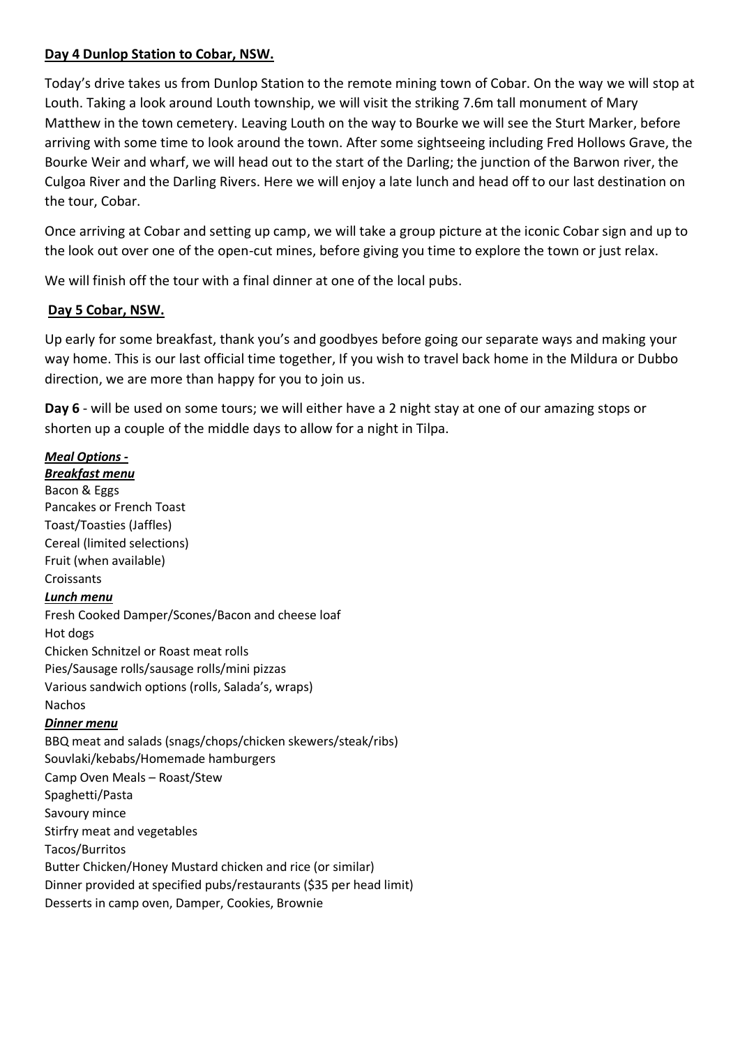**Day 4 Dunlop Station to Cobar, NSW.**

Today's drive takes us from Dunlop Station to the remote mining town of Cobar. On the way we will stop at Louth. Taking a look around Louth township, we will visit the striking 7.6m tall monument of Mary Matthew in the town cemetery. Leaving Louth on the way to Bourke we will see the Sturt Marker, before arriving with some time to look around the town. After some sightseeing including Fred Hollows Grave, the Bourke Weir and wharf, we will head out to the start of the Darling; the junction of the Barwon river, the Culgoa River and the Darling Rivers. Here we will enjoy a late lunch and head off to our last destination on the tour, Cobar.

Once arriving at Cobar and setting up camp, we will take a group picture at the iconic Cobar sign and up to the look out over one of the open-cut mines, before giving you time to explore the town or just relax.

We will finish off the tour with a final dinner at one of the local pubs.

**Day 5 Cobar, NSW.**

Up early for some breakfast, thank you's and goodbyes before going our separate ways and making your way home. This is our last official time together, If you wish to travel back home in the Mildura or Dubbo direction, we are more than happy for you to join us.

**Day 6** - will be used on some tours; we will either have a 2 night stay at one of our amazing stops or shorten up a couple of the middle days to allow for a night in Tilpa.

***Meal Options -***

***Breakfast menu***

Bacon & Eggs
Pancakes or French Toast
Toast/Toasties (Jaffles)
Cereal (limited selections)
Fruit (when available)
Croissants

***Lunch menu***

Fresh Cooked Damper/Scones/Bacon and cheese loaf
Hot dogs
Chicken Schnitzel or Roast meat rolls
Pies/Sausage rolls/sausage rolls/mini pizzas
Various sandwich options (rolls, Salada's, wraps)
Nachos

***Dinner menu***

BBQ meat and salads (snags/chops/chicken skewers/steak/ribs)
Souvlaki/kebabs/Homemade hamburgers
Camp Oven Meals – Roast/Stew
Spaghetti/Pasta
Savoury mince
Stirfry meat and vegetables
Tacos/Burritos
Butter Chicken/Honey Mustard chicken and rice (or similar)
Dinner provided at specified pubs/restaurants ($35 per head limit)
Desserts in camp oven, Damper, Cookies, Brownie